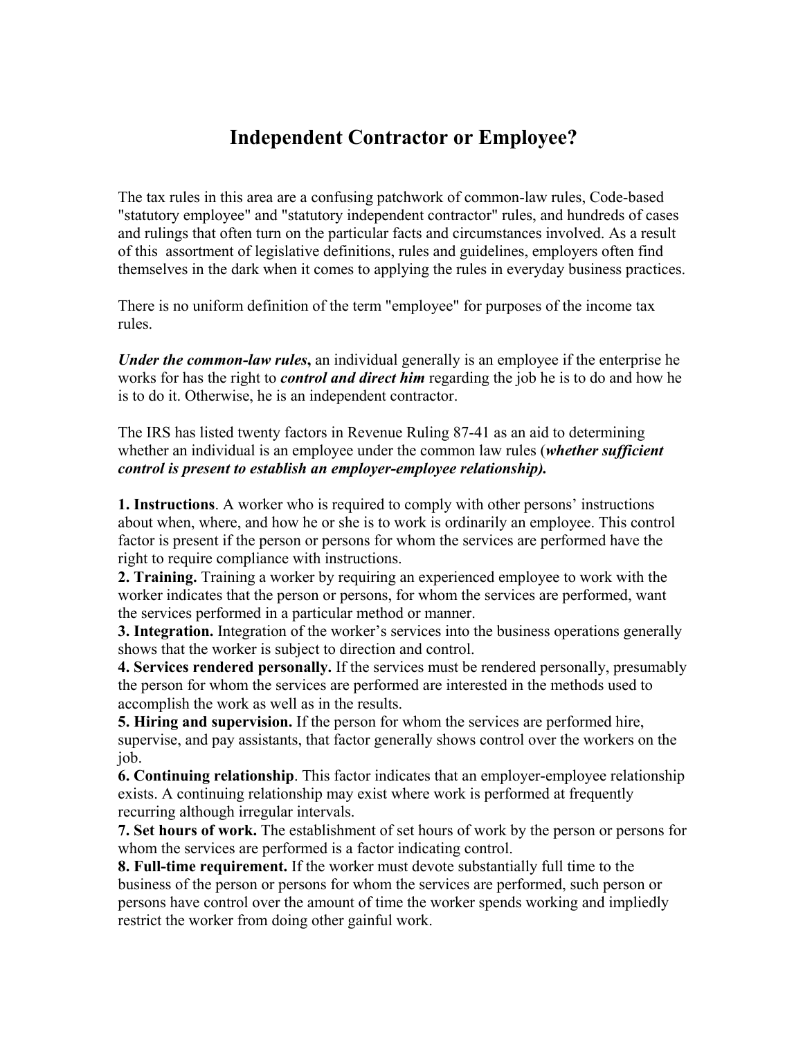# Independent Contractor or Employee?

The tax rules in this area are a confusing patchwork of common-law rules, Code-based "statutory employee" and "statutory independent contractor" rules, and hundreds of cases and rulings that often turn on the particular facts and circumstances involved. As a result of this assortment of legislative definitions, rules and guidelines, employers often find themselves in the dark when it comes to applying the rules in everyday business practices.

There is no uniform definition of the term "employee" for purposes of the income tax rules.

***Under the common-law rules*, ** an individual generally is an employee if the enterprise he works for has the right to ***control and direct him*** regarding the job he is to do and how he is to do it. Otherwise, he is an independent contractor.

The IRS has listed twenty factors in Revenue Ruling 87-41 as an aid to determining whether an individual is an employee under the common law rules (***whether sufficient control is present to establish an employer-employee relationship).***

**1. Instructions**. A worker who is required to comply with other persons' instructions about when, where, and how he or she is to work is ordinarily an employee. This control factor is present if the person or persons for whom the services are performed have the right to require compliance with instructions.
**2. Training.** Training a worker by requiring an experienced employee to work with the worker indicates that the person or persons, for whom the services are performed, want the services performed in a particular method or manner.
**3. Integration.** Integration of the worker's services into the business operations generally shows that the worker is subject to direction and control.
**4. Services rendered personally.** If the services must be rendered personally, presumably the person for whom the services are performed are interested in the methods used to accomplish the work as well as in the results.
**5. Hiring and supervision.** If the person for whom the services are performed hire, supervise, and pay assistants, that factor generally shows control over the workers on the job.
**6. Continuing relationship**. This factor indicates that an employer-employee relationship exists. A continuing relationship may exist where work is performed at frequently recurring although irregular intervals.
**7. Set hours of work.** The establishment of set hours of work by the person or persons for whom the services are performed is a factor indicating control.
**8. Full-time requirement.** If the worker must devote substantially full time to the business of the person or persons for whom the services are performed, such person or persons have control over the amount of time the worker spends working and impliedly restrict the worker from doing other gainful work.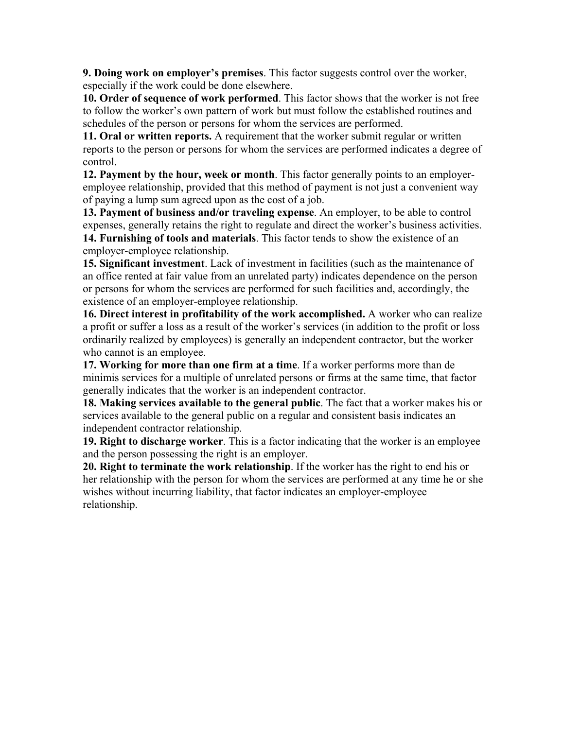**9. Doing work on employer's premises**. This factor suggests control over the worker, especially if the work could be done elsewhere.

**10. Order of sequence of work performed**. This factor shows that the worker is not free to follow the worker's own pattern of work but must follow the established routines and schedules of the person or persons for whom the services are performed.

**11. Oral or written reports.** A requirement that the worker submit regular or written reports to the person or persons for whom the services are performed indicates a degree of control.

**12. Payment by the hour, week or month**. This factor generally points to an employer-employee relationship, provided that this method of payment is not just a convenient way of paying a lump sum agreed upon as the cost of a job.

**13. Payment of business and/or traveling expense**. An employer, to be able to control expenses, generally retains the right to regulate and direct the worker's business activities.

**14. Furnishing of tools and materials**. This factor tends to show the existence of an employer-employee relationship.

**15. Significant investment**. Lack of investment in facilities (such as the maintenance of an office rented at fair value from an unrelated party) indicates dependence on the person or persons for whom the services are performed for such facilities and, accordingly, the existence of an employer-employee relationship.

**16. Direct interest in profitability of the work accomplished.** A worker who can realize a profit or suffer a loss as a result of the worker's services (in addition to the profit or loss ordinarily realized by employees) is generally an independent contractor, but the worker who cannot is an employee.

**17. Working for more than one firm at a time**. If a worker performs more than de minimis services for a multiple of unrelated persons or firms at the same time, that factor generally indicates that the worker is an independent contractor.

**18. Making services available to the general public**. The fact that a worker makes his or services available to the general public on a regular and consistent basis indicates an independent contractor relationship.

**19. Right to discharge worker**. This is a factor indicating that the worker is an employee and the person possessing the right is an employer.

**20. Right to terminate the work relationship**. If the worker has the right to end his or her relationship with the person for whom the services are performed at any time he or she wishes without incurring liability, that factor indicates an employer-employee relationship.